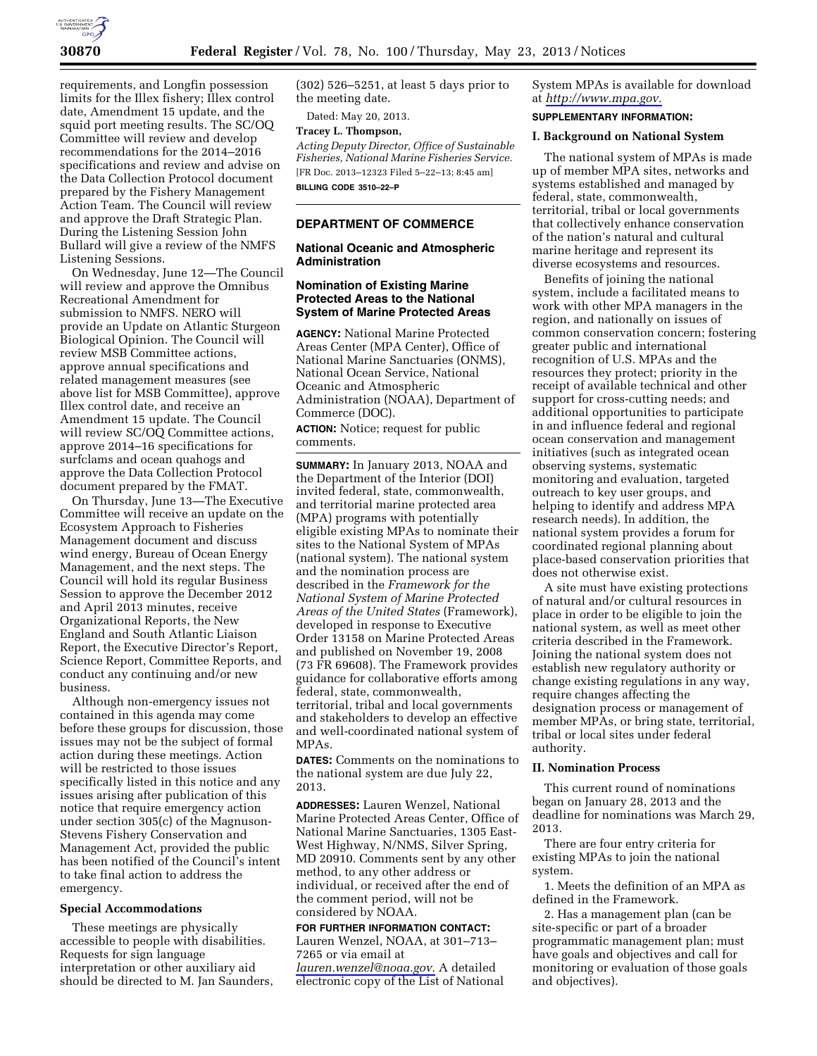requirements, and Longfin possession limits for the Illex fishery; Illex control date, Amendment 15 update, and the squid port meeting results. The SC/OQ Committee will review and develop recommendations for the 2014–2016 specifications and review and advise on the Data Collection Protocol document prepared by the Fishery Management Action Team. The Council will review and approve the Draft Strategic Plan. During the Listening Session John Bullard will give a review of the NMFS Listening Sessions.

On Wednesday, June 12—The Council will review and approve the Omnibus Recreational Amendment for submission to NMFS. NERO will provide an Update on Atlantic Sturgeon Biological Opinion. The Council will review MSB Committee actions, approve annual specifications and related management measures (see above list for MSB Committee), approve Illex control date, and receive an Amendment 15 update. The Council will review SC/OQ Committee actions, approve 2014–16 specifications for surfclams and ocean quahogs and approve the Data Collection Protocol document prepared by the FMAT.

On Thursday, June 13—The Executive Committee will receive an update on the Ecosystem Approach to Fisheries Management document and discuss wind energy, Bureau of Ocean Energy Management, and the next steps. The Council will hold its regular Business Session to approve the December 2012 and April 2013 minutes, receive Organizational Reports, the New England and South Atlantic Liaison Report, the Executive Director's Report, Science Report, Committee Reports, and conduct any continuing and/or new business.

Although non-emergency issues not contained in this agenda may come before these groups for discussion, those issues may not be the subject of formal action during these meetings. Action will be restricted to those issues specifically listed in this notice and any issues arising after publication of this notice that require emergency action under section 305(c) of the Magnuson-Stevens Fishery Conservation and Management Act, provided the public has been notified of the Council's intent to take final action to address the emergency.

### Special Accommodations

These meetings are physically accessible to people with disabilities. Requests for sign language interpretation or other auxiliary aid should be directed to M. Jan Saunders, (302) 526–5251, at least 5 days prior to the meeting date.

Dated: May 20, 2013.

**Tracey L. Thompson,**

*Acting Deputy Director, Office of Sustainable Fisheries, National Marine Fisheries Service.*

[FR Doc. 2013–12323 Filed 5–22–13; 8:45 am]

**BILLING CODE 3510–22–P**

---

## DEPARTMENT OF COMMERCE

### National Oceanic and Atmospheric Administration

### Nomination of Existing Marine Protected Areas to the National System of Marine Protected Areas

**AGENCY:** National Marine Protected Areas Center (MPA Center), Office of National Marine Sanctuaries (ONMS), National Ocean Service, National Oceanic and Atmospheric Administration (NOAA), Department of Commerce (DOC).

**ACTION:** Notice; request for public comments.

---

**SUMMARY:** In January 2013, NOAA and the Department of the Interior (DOI) invited federal, state, commonwealth, and territorial marine protected area (MPA) programs with potentially eligible existing MPAs to nominate their sites to the National System of MPAs (national system). The national system and the nomination process are described in the *Framework for the National System of Marine Protected Areas of the United States* (Framework), developed in response to Executive Order 13158 on Marine Protected Areas and published on November 19, 2008 (73 FR 69608). The Framework provides guidance for collaborative efforts among federal, state, commonwealth, territorial, tribal and local governments and stakeholders to develop an effective and well-coordinated national system of MPAs.

**DATES:** Comments on the nominations to the national system are due July 22, 2013.

**ADDRESSES:** Lauren Wenzel, National Marine Protected Areas Center, Office of National Marine Sanctuaries, 1305 East-West Highway, N/NMS, Silver Spring, MD 20910. Comments sent by any other method, to any other address or individual, or received after the end of the comment period, will not be considered by NOAA.

**FOR FURTHER INFORMATION CONTACT:** Lauren Wenzel, NOAA, at 301–713–7265 or via email at *lauren.wenzel@noaa.gov.* A detailed electronic copy of the List of National System MPAs is available for download at *http://www.mpa.gov.*

**SUPPLEMENTARY INFORMATION:**

### I. Background on National System

The national system of MPAs is made up of member MPA sites, networks and systems established and managed by federal, state, commonwealth, territorial, tribal or local governments that collectively enhance conservation of the nation's natural and cultural marine heritage and represent its diverse ecosystems and resources.

Benefits of joining the national system, include a facilitated means to work with other MPA managers in the region, and nationally on issues of common conservation concern; fostering greater public and international recognition of U.S. MPAs and the resources they protect; priority in the receipt of available technical and other support for cross-cutting needs; and additional opportunities to participate in and influence federal and regional ocean conservation and management initiatives (such as integrated ocean observing systems, systematic monitoring and evaluation, targeted outreach to key user groups, and helping to identify and address MPA research needs). In addition, the national system provides a forum for coordinated regional planning about place-based conservation priorities that does not otherwise exist.

A site must have existing protections of natural and/or cultural resources in place in order to be eligible to join the national system, as well as meet other criteria described in the Framework. Joining the national system does not establish new regulatory authority or change existing regulations in any way, require changes affecting the designation process or management of member MPAs, or bring state, territorial, tribal or local sites under federal authority.

### II. Nomination Process

This current round of nominations began on January 28, 2013 and the deadline for nominations was March 29, 2013.

There are four entry criteria for existing MPAs to join the national system.

1. Meets the definition of an MPA as defined in the Framework.

2. Has a management plan (can be site-specific or part of a broader programmatic management plan; must have goals and objectives and call for monitoring or evaluation of those goals and objectives).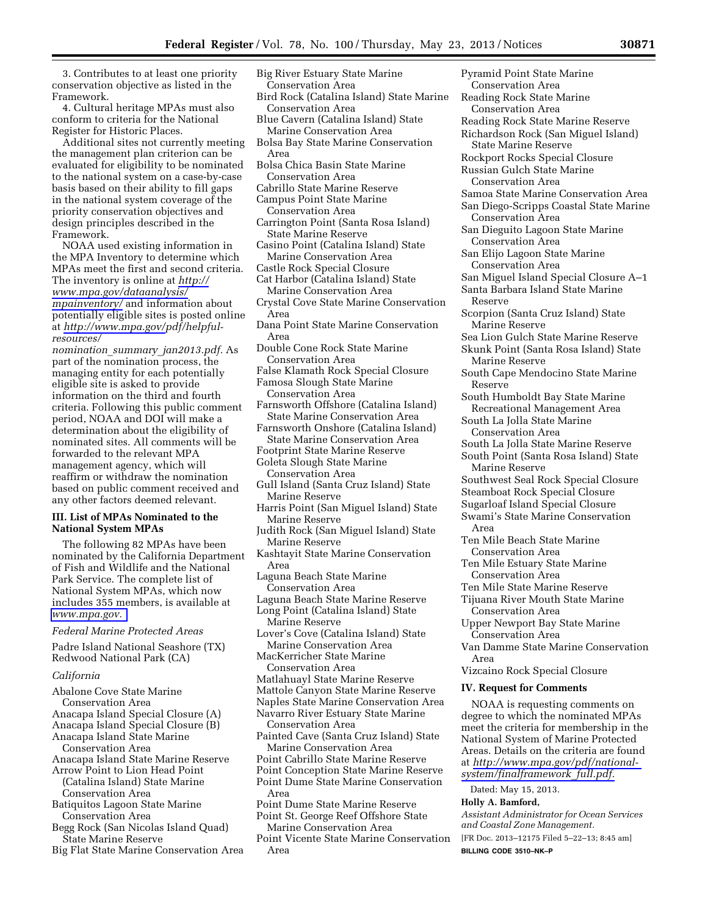3. Contributes to at least one priority conservation objective as listed in the Framework.

4. Cultural heritage MPAs must also conform to criteria for the National Register for Historic Places.

Additional sites not currently meeting the management plan criterion can be evaluated for eligibility to be nominated to the national system on a case-by-case basis based on their ability to fill gaps in the national system coverage of the priority conservation objectives and design principles described in the Framework.

NOAA used existing information in the MPA Inventory to determine which MPAs meet the first and second criteria. The inventory is online at *http://www.mpa.gov/dataanalysis/mpainventory/* and information about potentially eligible sites is posted online at *http://www.mpa.gov/pdf/helpful-resources/nomination_summary_jan2013.pdf.* As part of the nomination process, the managing entity for each potentially eligible site is asked to provide information on the third and fourth criteria. Following this public comment period, NOAA and DOI will make a determination about the eligibility of nominated sites. All comments will be forwarded to the relevant MPA management agency, which will reaffirm or withdraw the nomination based on public comment received and any other factors deemed relevant.

## III. List of MPAs Nominated to the National System MPAs

The following 82 MPAs have been nominated by the California Department of Fish and Wildlife and the National Park Service. The complete list of National System MPAs, which now includes 355 members, is available at *www.mpa.gov.*

*Federal Marine Protected Areas*

Padre Island National Seashore (TX)
Redwood National Park (CA)

*California*

Abalone Cove State Marine Conservation Area
Anacapa Island Special Closure (A)
Anacapa Island Special Closure (B)
Anacapa Island State Marine Conservation Area
Anacapa Island State Marine Reserve
Arrow Point to Lion Head Point (Catalina Island) State Marine Conservation Area
Batiquitos Lagoon State Marine Conservation Area
Begg Rock (San Nicolas Island Quad) State Marine Reserve
Big Flat State Marine Conservation Area
Big River Estuary State Marine Conservation Area
Bird Rock (Catalina Island) State Marine Conservation Area
Blue Cavern (Catalina Island) State Marine Conservation Area
Bolsa Bay State Marine Conservation Area
Bolsa Chica Basin State Marine Conservation Area
Cabrillo State Marine Reserve
Campus Point State Marine Conservation Area
Carrington Point (Santa Rosa Island) State Marine Reserve
Casino Point (Catalina Island) State Marine Conservation Area
Castle Rock Special Closure
Cat Harbor (Catalina Island) State Marine Conservation Area
Crystal Cove State Marine Conservation Area
Dana Point State Marine Conservation Area
Double Cone Rock State Marine Conservation Area
False Klamath Rock Special Closure
Famosa Slough State Marine Conservation Area
Farnsworth Offshore (Catalina Island) State Marine Conservation Area
Farnsworth Onshore (Catalina Island) State Marine Conservation Area
Footprint State Marine Reserve
Goleta Slough State Marine Conservation Area
Gull Island (Santa Cruz Island) State Marine Reserve
Harris Point (San Miguel Island) State Marine Reserve
Judith Rock (San Miguel Island) State Marine Reserve
Kashtayit State Marine Conservation Area
Laguna Beach State Marine Conservation Area
Laguna Beach State Marine Reserve
Long Point (Catalina Island) State Marine Reserve
Lover's Cove (Catalina Island) State Marine Conservation Area
MacKerricher State Marine Conservation Area
Matlahuayl State Marine Reserve
Mattole Canyon State Marine Reserve
Naples State Marine Conservation Area
Navarro River Estuary State Marine Conservation Area
Painted Cave (Santa Cruz Island) State Marine Conservation Area
Point Cabrillo State Marine Reserve
Point Conception State Marine Reserve
Point Dume State Marine Conservation Area
Point Dume State Marine Reserve
Point St. George Reef Offshore State Marine Conservation Area
Point Vicente State Marine Conservation Area
Pyramid Point State Marine Conservation Area
Reading Rock State Marine Conservation Area
Reading Rock State Marine Reserve
Richardson Rock (San Miguel Island) State Marine Reserve
Rockport Rocks Special Closure
Russian Gulch State Marine Conservation Area
Samoa State Marine Conservation Area
San Diego-Scripps Coastal State Marine Conservation Area
San Dieguito Lagoon State Marine Conservation Area
San Elijo Lagoon State Marine Conservation Area
San Miguel Island Special Closure A–1
Santa Barbara Island State Marine Reserve
Scorpion (Santa Cruz Island) State Marine Reserve
Sea Lion Gulch State Marine Reserve
Skunk Point (Santa Rosa Island) State Marine Reserve
South Cape Mendocino State Marine Reserve
South Humboldt Bay State Marine Recreational Management Area
South La Jolla State Marine Conservation Area
South La Jolla State Marine Reserve
South Point (Santa Rosa Island) State Marine Reserve
Southwest Seal Rock Special Closure
Steamboat Rock Special Closure
Sugarloaf Island Special Closure
Swami's State Marine Conservation Area
Ten Mile Beach State Marine Conservation Area
Ten Mile Estuary State Marine Conservation Area
Ten Mile State Marine Reserve
Tijuana River Mouth State Marine Conservation Area
Upper Newport Bay State Marine Conservation Area
Van Damme State Marine Conservation Area
Vizcaino Rock Special Closure

## IV. Request for Comments

NOAA is requesting comments on degree to which the nominated MPAs meet the criteria for membership in the National System of Marine Protected Areas. Details on the criteria are found at *http://www.mpa.gov/pdf/national-system/finalframework_full.pdf.*

Dated: May 15, 2013.

**Holly A. Bamford,**

*Assistant Administrator for Ocean Services and Coastal Zone Management.*

[FR Doc. 2013–12175 Filed 5–22–13; 8:45 am]

**BILLING CODE 3510–NK–P**